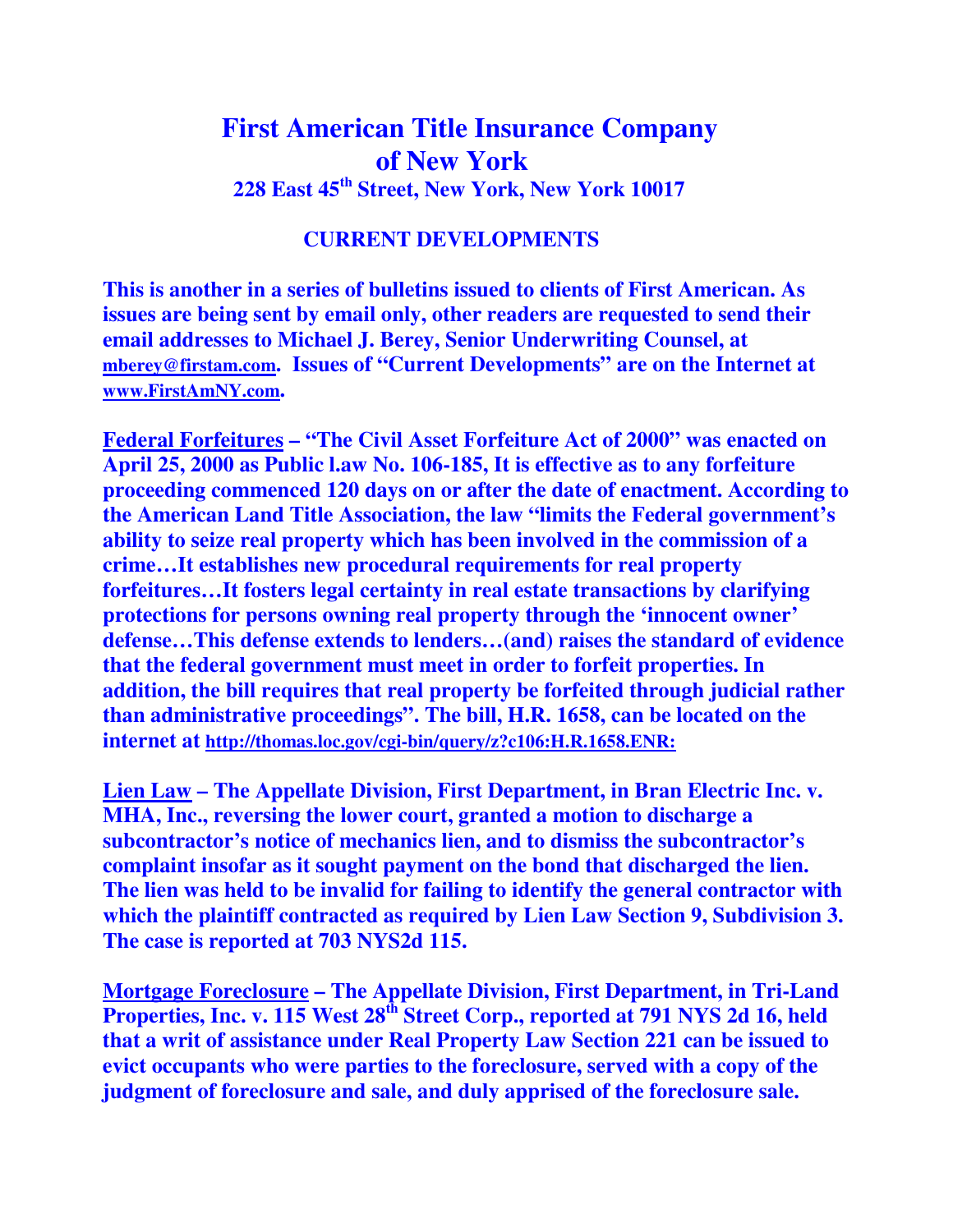# First American Title Insurance Company of New York

**228 East 45th Street, New York, New York 10017**

## CURRENT DEVELOPMENTS

**This is another in a series of bulletins issued to clients of First American. As issues are being sent by email only, other readers are requested to send their email addresses to Michael J. Berey, Senior Underwriting Counsel, at mberey@firstam.com. Issues of "Current Developments" are on the Internet at www.FirstAmNY.com.**

**Federal Forfeitures – "The Civil Asset Forfeiture Act of 2000" was enacted on April 25, 2000 as Public l.aw No. 106-185, It is effective as to any forfeiture proceeding commenced 120 days on or after the date of enactment. According to the American Land Title Association, the law "limits the Federal government's ability to seize real property which has been involved in the commission of a crime…It establishes new procedural requirements for real property forfeitures…It fosters legal certainty in real estate transactions by clarifying protections for persons owning real property through the 'innocent owner' defense…This defense extends to lenders…(and) raises the standard of evidence that the federal government must meet in order to forfeit properties. In addition, the bill requires that real property be forfeited through judicial rather than administrative proceedings". The bill, H.R. 1658, can be located on the internet at http://thomas.loc.gov/cgi-bin/query/z?c106:H.R.1658.ENR:**

**Lien Law – The Appellate Division, First Department, in Bran Electric Inc. v. MHA, Inc., reversing the lower court, granted a motion to discharge a subcontractor's notice of mechanics lien, and to dismiss the subcontractor's complaint insofar as it sought payment on the bond that discharged the lien. The lien was held to be invalid for failing to identify the general contractor with which the plaintiff contracted as required by Lien Law Section 9, Subdivision 3. The case is reported at 703 NYS2d 115.**

**Mortgage Foreclosure – The Appellate Division, First Department, in Tri-Land Properties, Inc. v. 115 West 28th Street Corp., reported at 791 NYS 2d 16, held that a writ of assistance under Real Property Law Section 221 can be issued to evict occupants who were parties to the foreclosure, served with a copy of the judgment of foreclosure and sale, and duly apprised of the foreclosure sale.**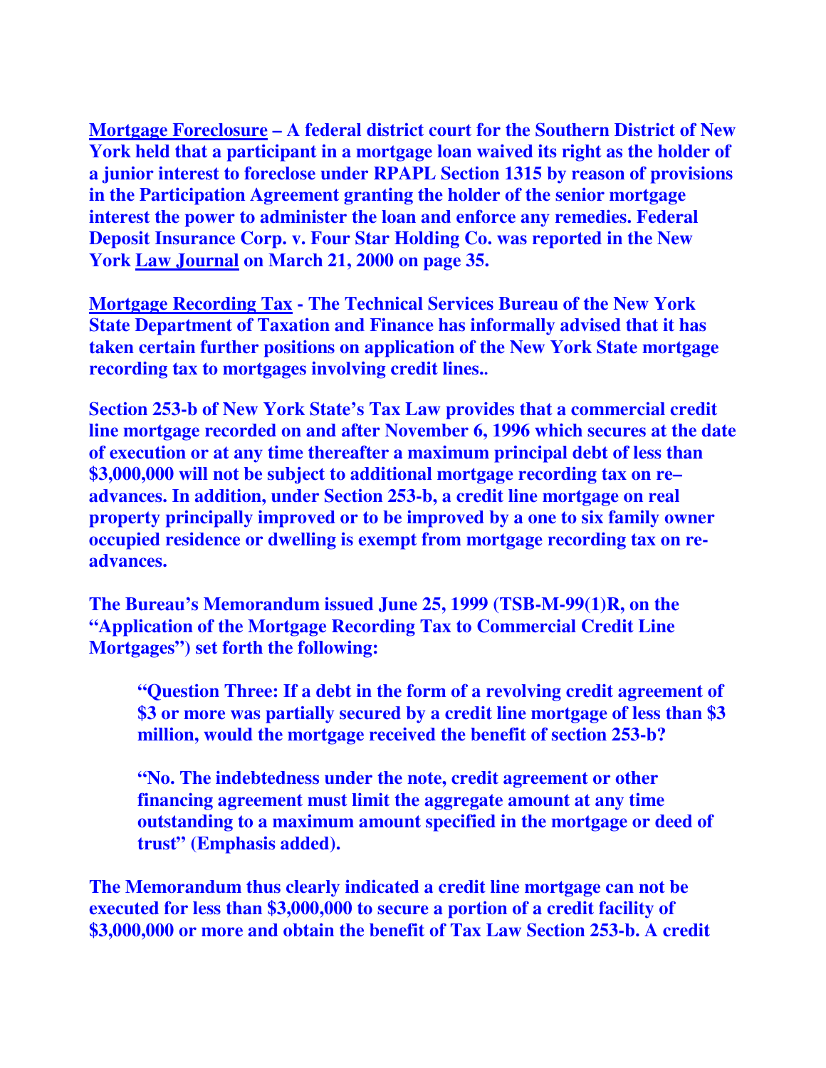**<u>Mortgage Foreclosure</u> – A federal district court for the Southern District of New York held that a participant in a mortgage loan waived its right as the holder of a junior interest to foreclose under RPAPL Section 1315 by reason of provisions in the Participation Agreement granting the holder of the senior mortgage interest the power to administer the loan and enforce any remedies. Federal Deposit Insurance Corp. v. Four Star Holding Co. was reported in the New York <u>Law Journal</u> on March 21, 2000 on page 35.**

**<u>Mortgage Recording Tax</u> - The Technical Services Bureau of the New York State Department of Taxation and Finance has informally advised that it has taken certain further positions on application of the New York State mortgage recording tax to mortgages involving credit lines..**

**Section 253-b of New York State's Tax Law provides that a commercial credit line mortgage recorded on and after November 6, 1996 which secures at the date of execution or at any time thereafter a maximum principal debt of less than $3,000,000 will not be subject to additional mortgage recording tax on re–advances. In addition, under Section 253-b, a credit line mortgage on real property principally improved or to be improved by a one to six family owner occupied residence or dwelling is exempt from mortgage recording tax on re-advances.**

**The Bureau's Memorandum issued June 25, 1999 (TSB-M-99(1)R, on the "Application of the Mortgage Recording Tax to Commercial Credit Line Mortgages") set forth the following:**

> **"Question Three: If a debt in the form of a revolving credit agreement of $3 or more was partially secured by a credit line mortgage of less than $3 million, would the mortgage received the benefit of section 253-b?**
>
> **"No. The indebtedness under the note, credit agreement or other financing agreement must limit the aggregate amount at any time outstanding to a maximum amount specified in the mortgage or deed of trust" (Emphasis added).**

**The Memorandum thus clearly indicated a credit line mortgage can not be executed for less than $3,000,000 to secure a portion of a credit facility of $3,000,000 or more and obtain the benefit of Tax Law Section 253-b. A credit**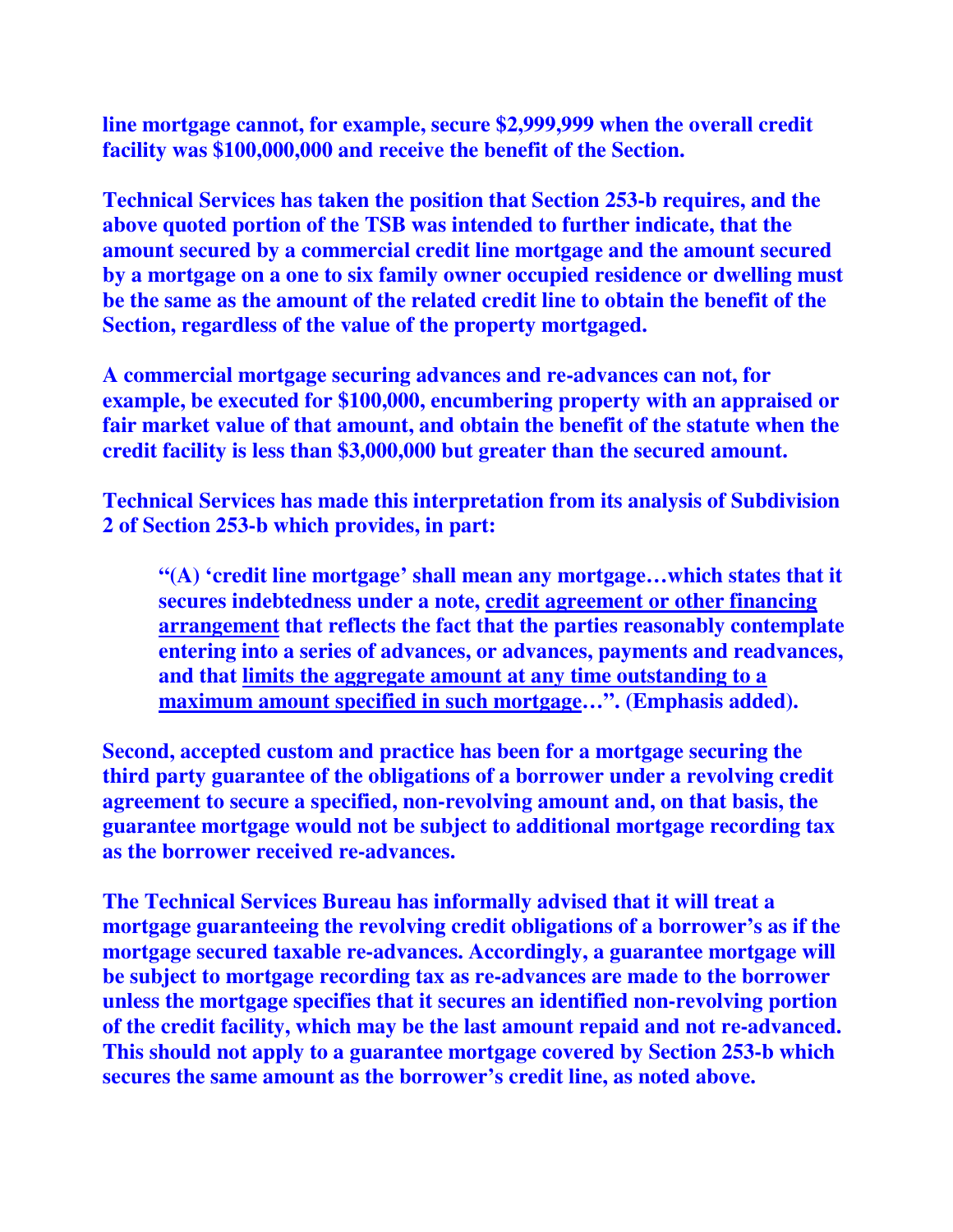**line mortgage cannot, for example, secure $2,999,999 when the overall credit facility was $100,000,000 and receive the benefit of the Section.**

**Technical Services has taken the position that Section 253-b requires, and the above quoted portion of the TSB was intended to further indicate, that the amount secured by a commercial credit line mortgage and the amount secured by a mortgage on a one to six family owner occupied residence or dwelling must be the same as the amount of the related credit line to obtain the benefit of the Section, regardless of the value of the property mortgaged.**

**A commercial mortgage securing advances and re-advances can not, for example, be executed for $100,000, encumbering property with an appraised or fair market value of that amount, and obtain the benefit of the statute when the credit facility is less than $3,000,000 but greater than the secured amount.**

**Technical Services has made this interpretation from its analysis of Subdivision 2 of Section 253-b which provides, in part:**

> **"(A) 'credit line mortgage' shall mean any mortgage…which states that it secures indebtedness under a note, <u>credit agreement or other financing arrangement</u> that reflects the fact that the parties reasonably contemplate entering into a series of advances, or advances, payments and readvances, and that <u>limits the aggregate amount at any time outstanding to a maximum amount specified in such mortgage</u>…". (Emphasis added).**

**Second, accepted custom and practice has been for a mortgage securing the third party guarantee of the obligations of a borrower under a revolving credit agreement to secure a specified, non-revolving amount and, on that basis, the guarantee mortgage would not be subject to additional mortgage recording tax as the borrower received re-advances.**

**The Technical Services Bureau has informally advised that it will treat a mortgage guaranteeing the revolving credit obligations of a borrower's as if the mortgage secured taxable re-advances. Accordingly, a guarantee mortgage will be subject to mortgage recording tax as re-advances are made to the borrower unless the mortgage specifies that it secures an identified non-revolving portion of the credit facility, which may be the last amount repaid and not re-advanced. This should not apply to a guarantee mortgage covered by Section 253-b which secures the same amount as the borrower's credit line, as noted above.**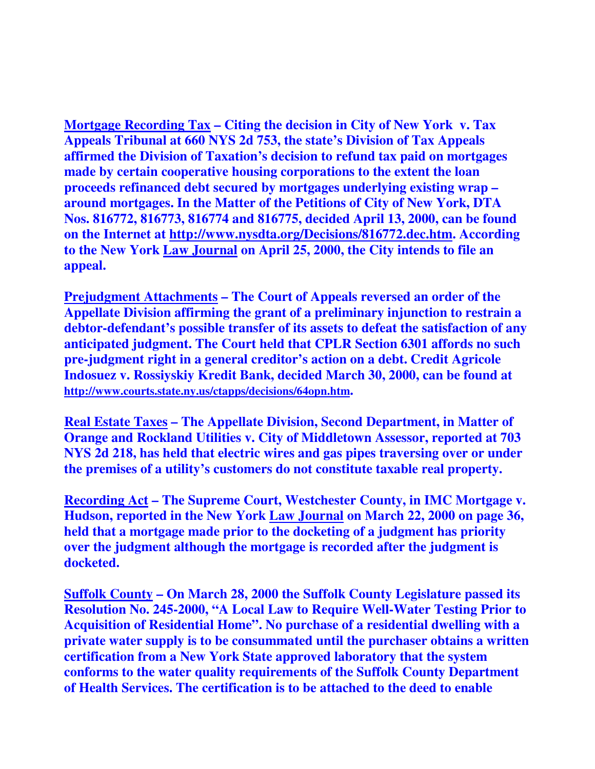**Mortgage Recording Tax – Citing the decision in City of New York v. Tax Appeals Tribunal at 660 NYS 2d 753, the state's Division of Tax Appeals affirmed the Division of Taxation's decision to refund tax paid on mortgages made by certain cooperative housing corporations to the extent the loan proceeds refinanced debt secured by mortgages underlying existing wrap – around mortgages. In the Matter of the Petitions of City of New York, DTA Nos. 816772, 816773, 816774 and 816775, decided April 13, 2000, can be found on the Internet at http://www.nysdta.org/Decisions/816772.dec.htm. According to the New York Law Journal on April 25, 2000, the City intends to file an appeal.**

**Prejudgment Attachments – The Court of Appeals reversed an order of the Appellate Division affirming the grant of a preliminary injunction to restrain a debtor-defendant's possible transfer of its assets to defeat the satisfaction of any anticipated judgment. The Court held that CPLR Section 6301 affords no such pre-judgment right in a general creditor's action on a debt. Credit Agricole Indosuez v. Rossiyskiy Kredit Bank, decided March 30, 2000, can be found at http://www.courts.state.ny.us/ctapps/decisions/64opn.htm.**

**Real Estate Taxes – The Appellate Division, Second Department, in Matter of Orange and Rockland Utilities v. City of Middletown Assessor, reported at 703 NYS 2d 218, has held that electric wires and gas pipes traversing over or under the premises of a utility's customers do not constitute taxable real property.**

**Recording Act – The Supreme Court, Westchester County, in IMC Mortgage v. Hudson, reported in the New York Law Journal on March 22, 2000 on page 36, held that a mortgage made prior to the docketing of a judgment has priority over the judgment although the mortgage is recorded after the judgment is docketed.**

**Suffolk County – On March 28, 2000 the Suffolk County Legislature passed its Resolution No. 245-2000, "A Local Law to Require Well-Water Testing Prior to Acquisition of Residential Home". No purchase of a residential dwelling with a private water supply is to be consummated until the purchaser obtains a written certification from a New York State approved laboratory that the system conforms to the water quality requirements of the Suffolk County Department of Health Services. The certification is to be attached to the deed to enable**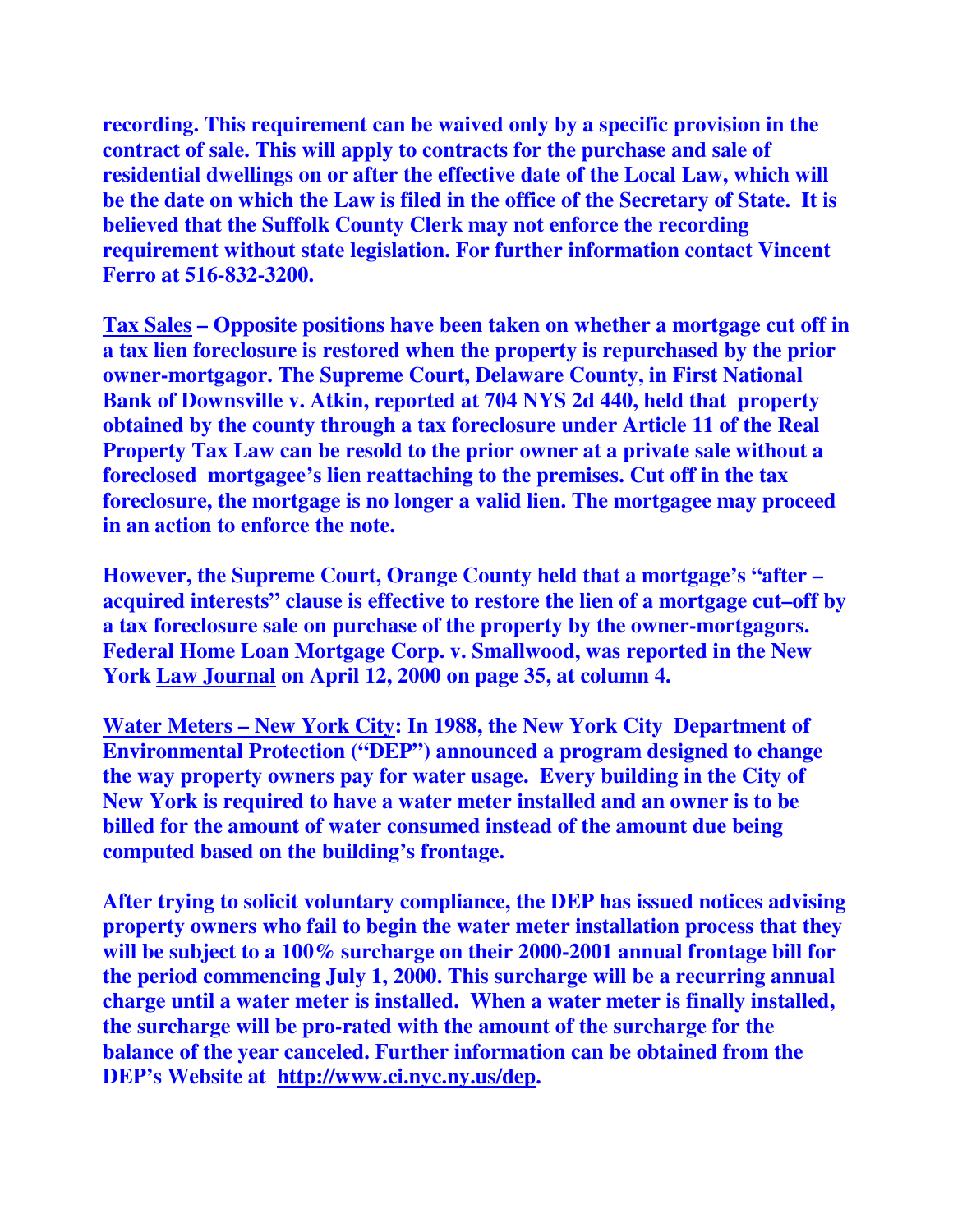**recording. This requirement can be waived only by a specific provision in the contract of sale. This will apply to contracts for the purchase and sale of residential dwellings on or after the effective date of the Local Law, which will be the date on which the Law is filed in the office of the Secretary of State. It is believed that the Suffolk County Clerk may not enforce the recording requirement without state legislation. For further information contact Vincent Ferro at 516-832-3200.**

**<u>Tax Sales</u> – Opposite positions have been taken on whether a mortgage cut off in a tax lien foreclosure is restored when the property is repurchased by the prior owner-mortgagor. The Supreme Court, Delaware County, in First National Bank of Downsville v. Atkin, reported at 704 NYS 2d 440, held that property obtained by the county through a tax foreclosure under Article 11 of the Real Property Tax Law can be resold to the prior owner at a private sale without a foreclosed mortgagee's lien reattaching to the premises. Cut off in the tax foreclosure, the mortgage is no longer a valid lien. The mortgagee may proceed in an action to enforce the note.**

**However, the Supreme Court, Orange County held that a mortgage's "after – acquired interests" clause is effective to restore the lien of a mortgage cut–off by a tax foreclosure sale on purchase of the property by the owner-mortgagors. Federal Home Loan Mortgage Corp. v. Smallwood, was reported in the New York <u>Law Journal</u> on April 12, 2000 on page 35, at column 4.**

**<u>Water Meters – New York City</u>: In 1988, the New York City Department of Environmental Protection ("DEP") announced a program designed to change the way property owners pay for water usage. Every building in the City of New York is required to have a water meter installed and an owner is to be billed for the amount of water consumed instead of the amount due being computed based on the building's frontage.**

**After trying to solicit voluntary compliance, the DEP has issued notices advising property owners who fail to begin the water meter installation process that they will be subject to a 100% surcharge on their 2000-2001 annual frontage bill for the period commencing July 1, 2000. This surcharge will be a recurring annual charge until a water meter is installed. When a water meter is finally installed, the surcharge will be pro-rated with the amount of the surcharge for the balance of the year canceled. Further information can be obtained from the DEP's Website at <u>http://www.ci.nyc.ny.us/dep</u>.**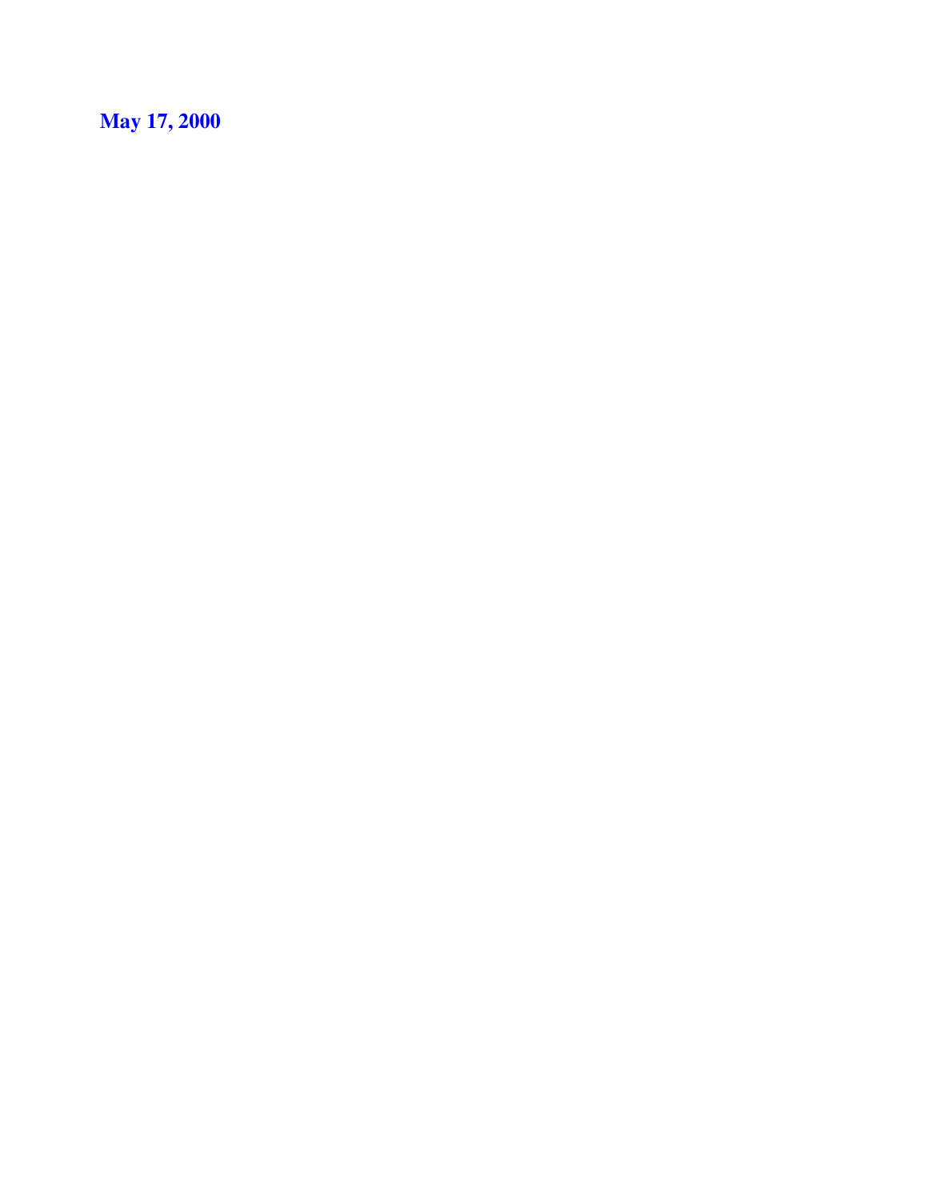**May 17, 2000**